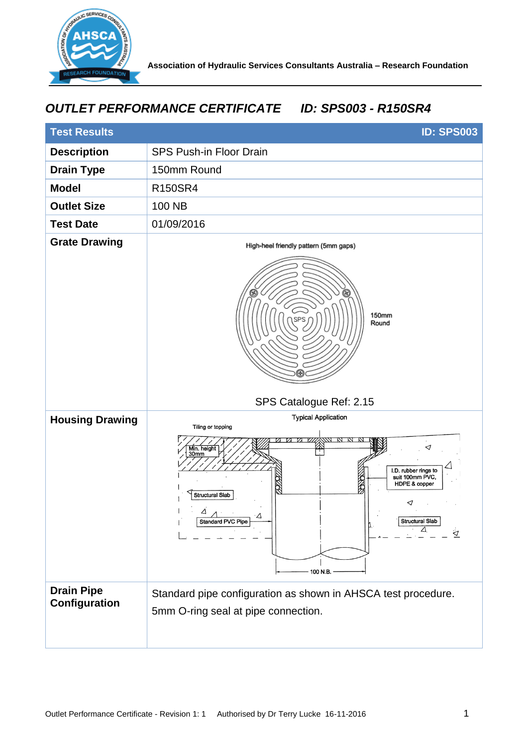Association of Hydraulic Services Consultants Australia – Research Foundation

## *OUTLET PERFORMANCE CERTIFICATE ID: SPS003 - R150SR4*

| Test Results | ID: SPS003 |
|---|---|
| **Description** | SPS Push-in Floor Drain |
| **Drain Type** | 150mm Round |
| **Model** | R150SR4 |
| **Outlet Size** | 100 NB |
| **Test Date** | 01/09/2016 |
| **Grate Drawing** | High-heel friendly pattern (5mm gaps)<br>SPS<br>150mm Round<br>SPS Catalogue Ref: 2.15 |
| **Housing Drawing** | Typical Application<br>Tiling or topping<br>Min. height 30mm<br>I.D. rubber rings to suit 100mm PVC, HDPE & copper<br>Structural Slab<br>Standard PVC Pipe<br>Structural Slab<br>100 N.B. |
| **Drain Pipe Configuration** | Standard pipe configuration as shown in AHSCA test procedure.<br>5mm O-ring seal at pipe connection. |

Outlet Performance Certificate - Revision 1: 1 Authorised by Dr Terry Lucke 16-11-2016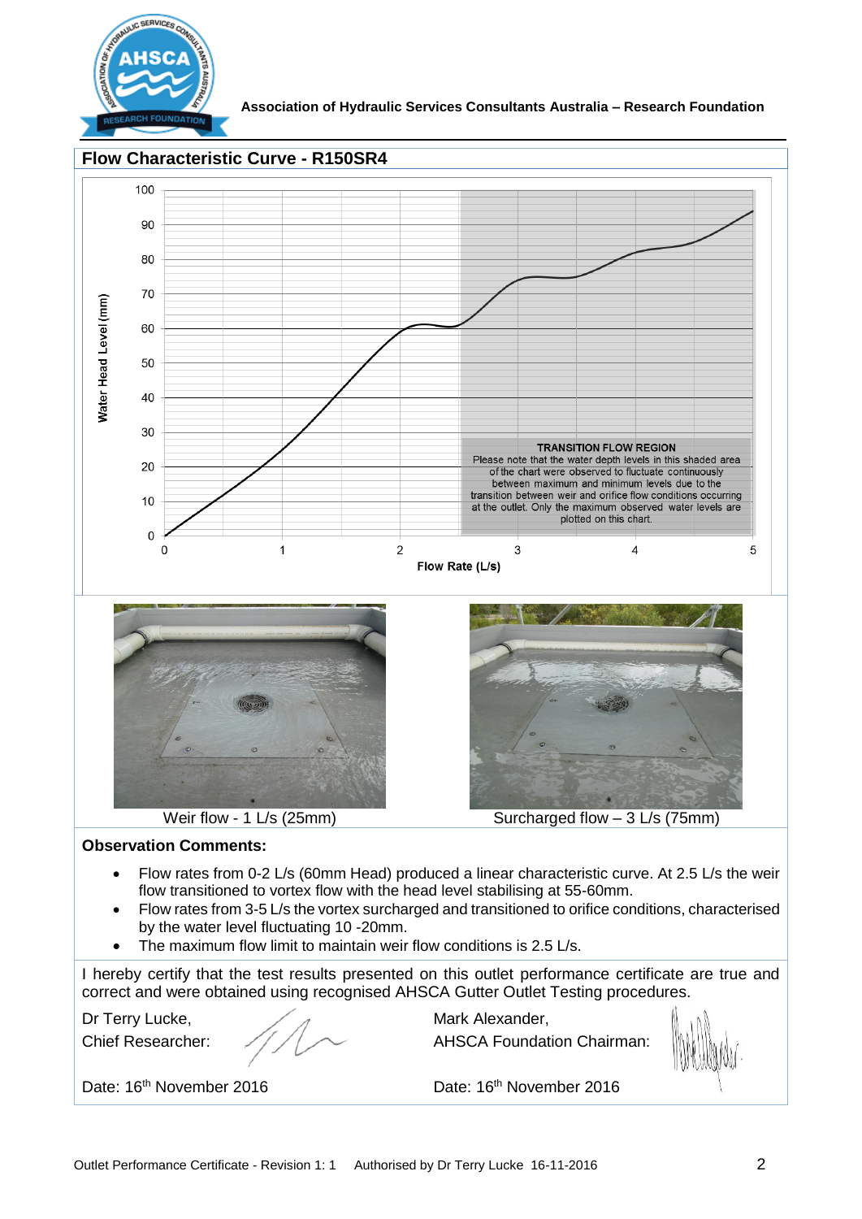Association of Hydraulic Services Consultants Australia – Research Foundation

## Flow Characteristic Curve - R150SR4

Water Head Level (mm)

100
90
80
70
60
50
40
30
20
10
0

0 1 2 3 4 5

Flow Rate (L/s)

**TRANSITION FLOW REGION**
Please note that the water depth levels in this shaded area of the chart were observed to fluctuate continuously between maximum and minimum levels due to the transition between weir and orifice flow conditions occurring at the outlet. Only the maximum observed water levels are plotted on this chart.

Weir flow - 1 L/s (25mm)

Surcharged flow – 3 L/s (75mm)

**Observation Comments:**

- Flow rates from 0-2 L/s (60mm Head) produced a linear characteristic curve. At 2.5 L/s the weir flow transitioned to vortex flow with the head level stabilising at 55-60mm.
- Flow rates from 3-5 L/s the vortex surcharged and transitioned to orifice conditions, characterised by the water level fluctuating 10 -20mm.
- The maximum flow limit to maintain weir flow conditions is 2.5 L/s.

I hereby certify that the test results presented on this outlet performance certificate are true and correct and were obtained using recognised AHSCA Gutter Outlet Testing procedures.

Dr Terry Lucke,
Chief Researcher:

Date: 16th November 2016

Mark Alexander,
AHSCA Foundation Chairman:

Date: 16th November 2016

Outlet Performance Certificate - Revision 1: 1 Authorised by Dr Terry Lucke 16-11-2016